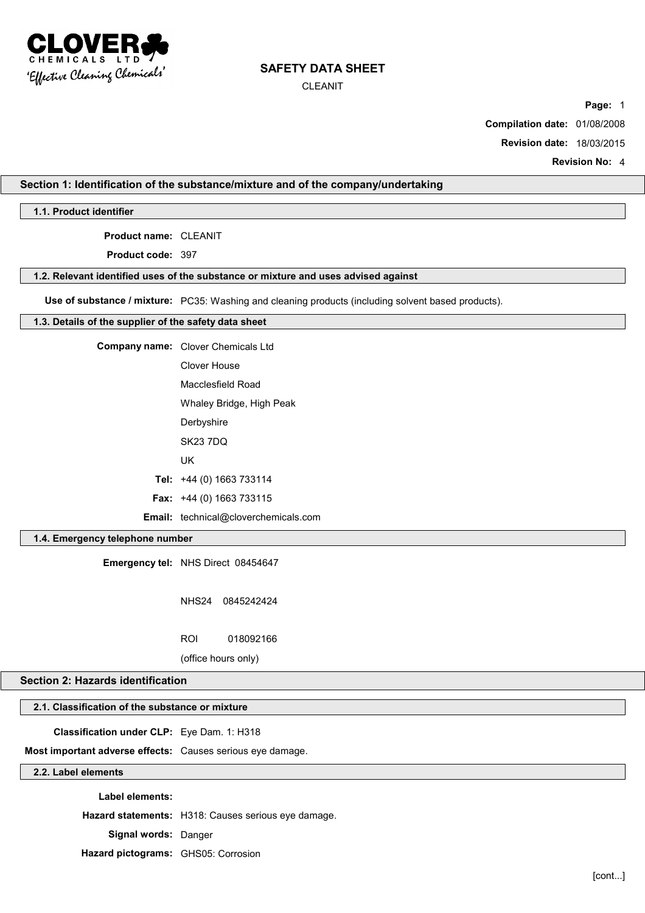# SAFETY DATA SHEET

CLEANIT

**Compilation date:** 01/08/2008

**Revision date:** 18/03/2015

**Revision No:** 4

## Section 1: Identification of the substance/mixture and of the company/undertaking

### 1.1. Product identifier

**Product name:** CLEANIT

**Product code:** 397

### 1.2. Relevant identified uses of the substance or mixture and uses advised against

**Use of substance / mixture:** PC35: Washing and cleaning products (including solvent based products).

### 1.3. Details of the supplier of the safety data sheet

**Company name:** Clover Chemicals Ltd
Clover House
Macclesfield Road
Whaley Bridge, High Peak
Derbyshire
SK23 7DQ
UK

**Tel:** +44 (0) 1663 733114

**Fax:** +44 (0) 1663 733115

**Email:** technical@cloverchemicals.com

### 1.4. Emergency telephone number

**Emergency tel:** NHS Direct 08454647

NHS24 0845242424

ROI 018092166

(office hours only)

## Section 2: Hazards identification

### 2.1. Classification of the substance or mixture

**Classification under CLP:** Eye Dam. 1: H318

**Most important adverse effects:** Causes serious eye damage.

### 2.2. Label elements

**Label elements:**

**Hazard statements:** H318: Causes serious eye damage.

**Signal words:** Danger

**Hazard pictograms:** GHS05: Corrosion

[cont...]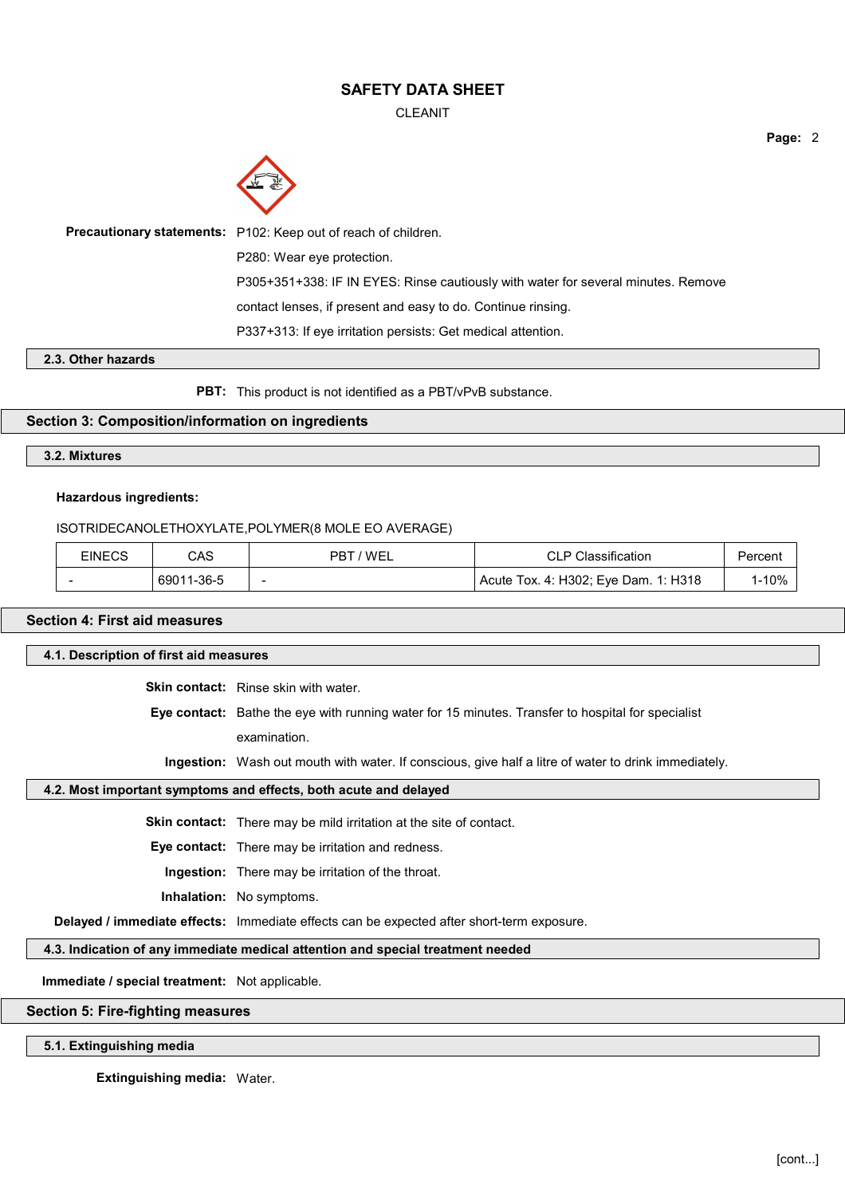**Precautionary statements:** P102: Keep out of reach of children.

P280: Wear eye protection.

P305+351+338: IF IN EYES: Rinse cautiously with water for several minutes. Remove contact lenses, if present and easy to do. Continue rinsing.

P337+313: If eye irritation persists: Get medical attention.

### 2.3. Other hazards

**PBT:** This product is not identified as a PBT/vPvB substance.

## Section 3: Composition/information on ingredients

### 3.2. Mixtures

**Hazardous ingredients:**

ISOTRIDECANOLETHOXYLATE,POLYMER(8 MOLE EO AVERAGE)

| EINECS | CAS | PBT / WEL | CLP Classification | Percent |
|---|---|---|---|---|
| - | 69011-36-5 | - | Acute Tox. 4: H302; Eye Dam. 1: H318 | 1-10% |

## Section 4: First aid measures

### 4.1. Description of first aid measures

**Skin contact:** Rinse skin with water.

**Eye contact:** Bathe the eye with running water for 15 minutes. Transfer to hospital for specialist examination.

**Ingestion:** Wash out mouth with water. If conscious, give half a litre of water to drink immediately.

### 4.2. Most important symptoms and effects, both acute and delayed

**Skin contact:** There may be mild irritation at the site of contact.

**Eye contact:** There may be irritation and redness.

**Ingestion:** There may be irritation of the throat.

**Inhalation:** No symptoms.

**Delayed / immediate effects:** Immediate effects can be expected after short-term exposure.

### 4.3. Indication of any immediate medical attention and special treatment needed

**Immediate / special treatment:** Not applicable.

## Section 5: Fire-fighting measures

### 5.1. Extinguishing media

**Extinguishing media:** Water.

[cont...]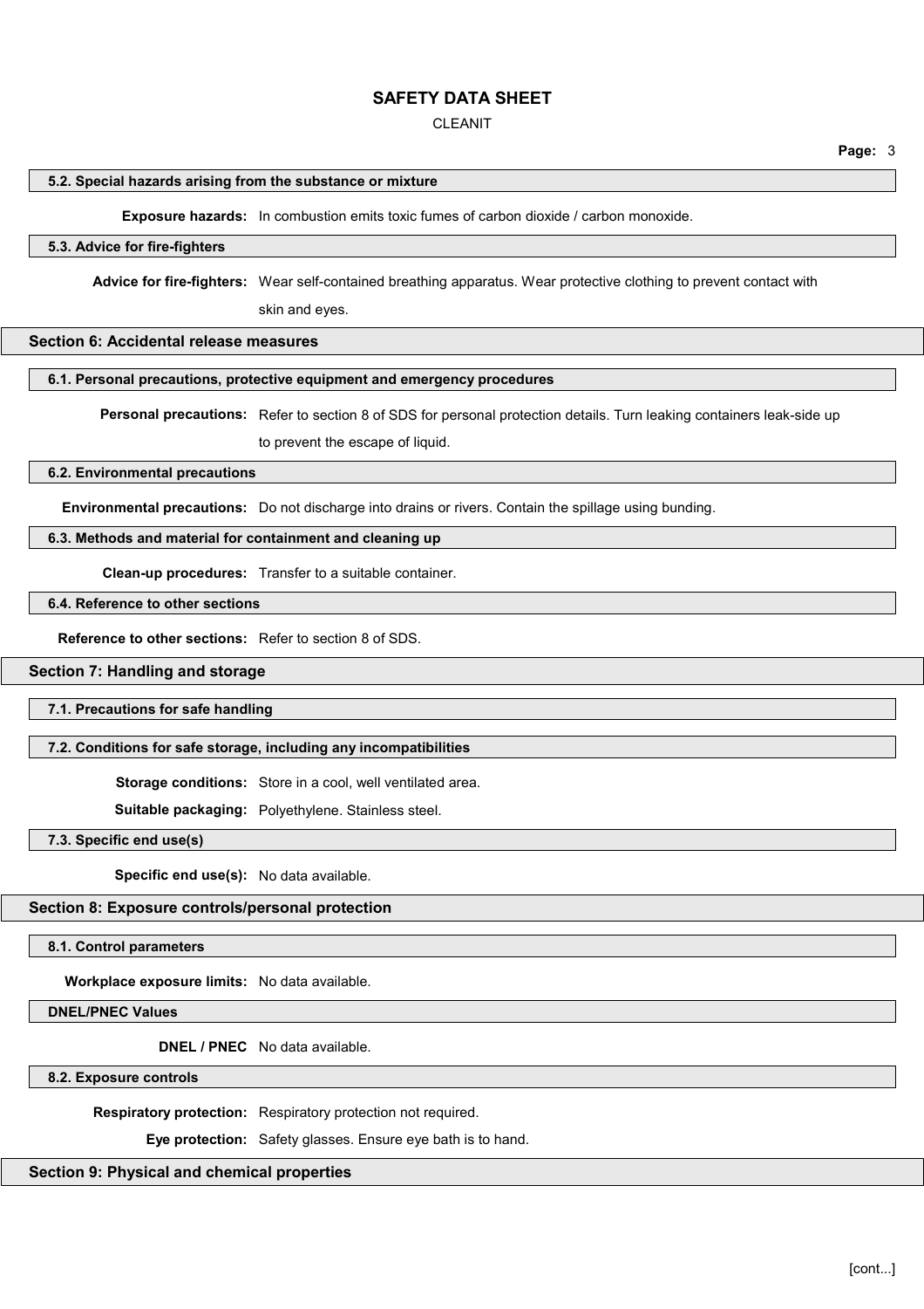#### 5.2. Special hazards arising from the substance or mixture

**Exposure hazards:** In combustion emits toxic fumes of carbon dioxide / carbon monoxide.

#### 5.3. Advice for fire-fighters

**Advice for fire-fighters:** Wear self-contained breathing apparatus. Wear protective clothing to prevent contact with skin and eyes.

## Section 6: Accidental release measures

#### 6.1. Personal precautions, protective equipment and emergency procedures

**Personal precautions:** Refer to section 8 of SDS for personal protection details. Turn leaking containers leak-side up to prevent the escape of liquid.

#### 6.2. Environmental precautions

**Environmental precautions:** Do not discharge into drains or rivers. Contain the spillage using bunding.

#### 6.3. Methods and material for containment and cleaning up

**Clean-up procedures:** Transfer to a suitable container.

#### 6.4. Reference to other sections

**Reference to other sections:** Refer to section 8 of SDS.

## Section 7: Handling and storage

#### 7.1. Precautions for safe handling

#### 7.2. Conditions for safe storage, including any incompatibilities

**Storage conditions:** Store in a cool, well ventilated area.

**Suitable packaging:** Polyethylene. Stainless steel.

#### 7.3. Specific end use(s)

**Specific end use(s):** No data available.

## Section 8: Exposure controls/personal protection

#### 8.1. Control parameters

**Workplace exposure limits:** No data available.

#### DNEL/PNEC Values

**DNEL / PNEC** No data available.

#### 8.2. Exposure controls

**Respiratory protection:** Respiratory protection not required.

**Eye protection:** Safety glasses. Ensure eye bath is to hand.

## Section 9: Physical and chemical properties

[cont...]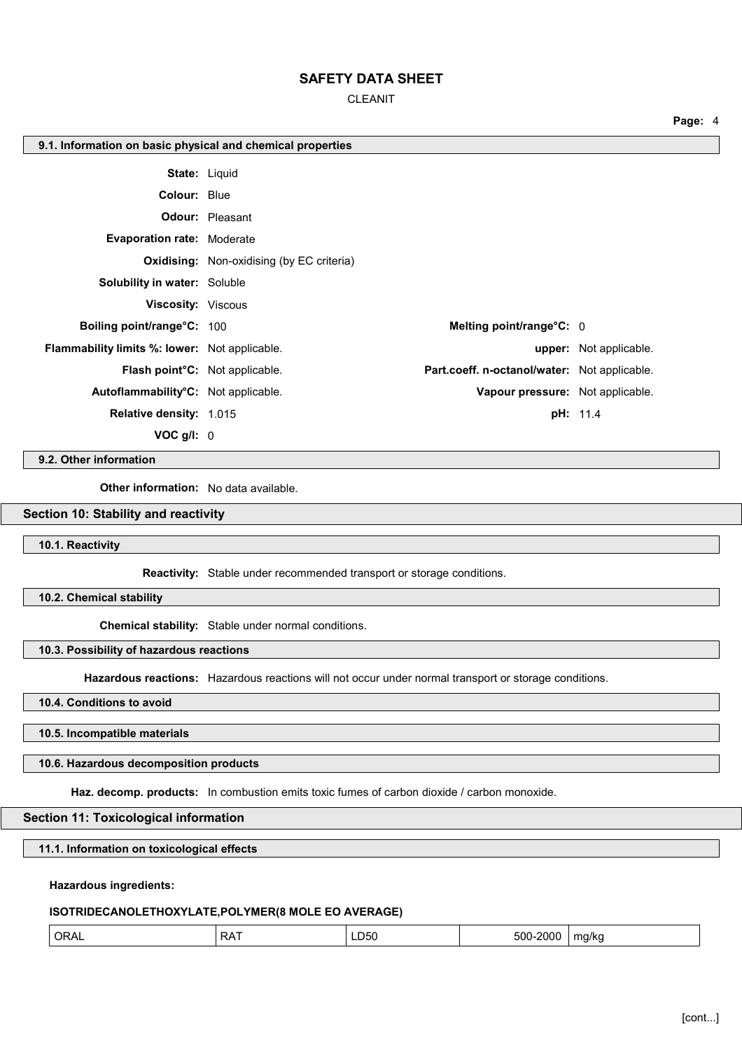### 9.1. Information on basic physical and chemical properties

**State:** Liquid

**Colour:** Blue

**Odour:** Pleasant

**Evaporation rate:** Moderate

**Oxidising:** Non-oxidising (by EC criteria)

**Solubility in water:** Soluble

**Viscosity:** Viscous

**Boiling point/range°C:** 100

**Melting point/range°C:** 0

**Flammability limits %: lower:** Not applicable.

**upper:** Not applicable.

**Flash point°C:** Not applicable.

**Part.coeff. n-octanol/water:** Not applicable.

**Autoflammability°C:** Not applicable.

**Vapour pressure:** Not applicable.

**Relative density:** 1.015

**pH:** 11.4

**VOC g/l:** 0

### 9.2. Other information

**Other information:** No data available.

## Section 10: Stability and reactivity

### 10.1. Reactivity

**Reactivity:** Stable under recommended transport or storage conditions.

### 10.2. Chemical stability

**Chemical stability:** Stable under normal conditions.

### 10.3. Possibility of hazardous reactions

**Hazardous reactions:** Hazardous reactions will not occur under normal transport or storage conditions.

### 10.4. Conditions to avoid

### 10.5. Incompatible materials

### 10.6. Hazardous decomposition products

**Haz. decomp. products:** In combustion emits toxic fumes of carbon dioxide / carbon monoxide.

## Section 11: Toxicological information

### 11.1. Information on toxicological effects

**Hazardous ingredients:**

**ISOTRIDECANOLETHOXYLATE,POLYMER(8 MOLE EO AVERAGE)**

| ORAL | RAT | LD50 | 500-2000 | mg/kg |
|---|---|---|---|---|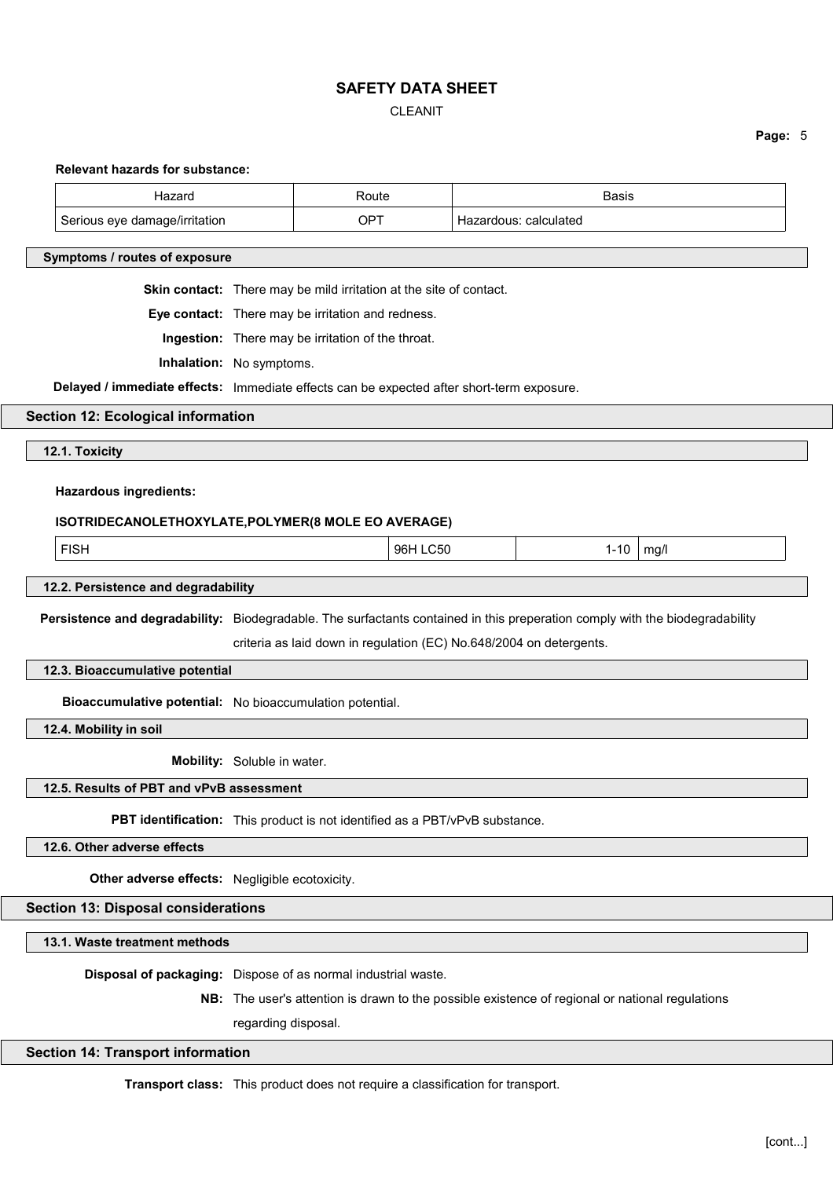**Relevant hazards for substance:**

| Hazard | Route | Basis |
|---|---|---|
| Serious eye damage/irritation | OPT | Hazardous: calculated |

### Symptoms / routes of exposure

**Skin contact:** There may be mild irritation at the site of contact.

**Eye contact:** There may be irritation and redness.

**Ingestion:** There may be irritation of the throat.

**Inhalation:** No symptoms.

**Delayed / immediate effects:** Immediate effects can be expected after short-term exposure.

## Section 12: Ecological information

### 12.1. Toxicity

**Hazardous ingredients:**

**ISOTRIDECANOLETHOXYLATE,POLYMER(8 MOLE EO AVERAGE)**

| FISH | 96H LC50 | 1-10 | mg/l |
|---|---|---|---|

### 12.2. Persistence and degradability

**Persistence and degradability:** Biodegradable. The surfactants contained in this preperation comply with the biodegradability criteria as laid down in regulation (EC) No.648/2004 on detergents.

### 12.3. Bioaccumulative potential

**Bioaccumulative potential:** No bioaccumulation potential.

### 12.4. Mobility in soil

**Mobility:** Soluble in water.

### 12.5. Results of PBT and vPvB assessment

**PBT identification:** This product is not identified as a PBT/vPvB substance.

### 12.6. Other adverse effects

**Other adverse effects:** Negligible ecotoxicity.

## Section 13: Disposal considerations

### 13.1. Waste treatment methods

**Disposal of packaging:** Dispose of as normal industrial waste.

**NB:** The user's attention is drawn to the possible existence of regional or national regulations regarding disposal.

## Section 14: Transport information

**Transport class:** This product does not require a classification for transport.

[cont...]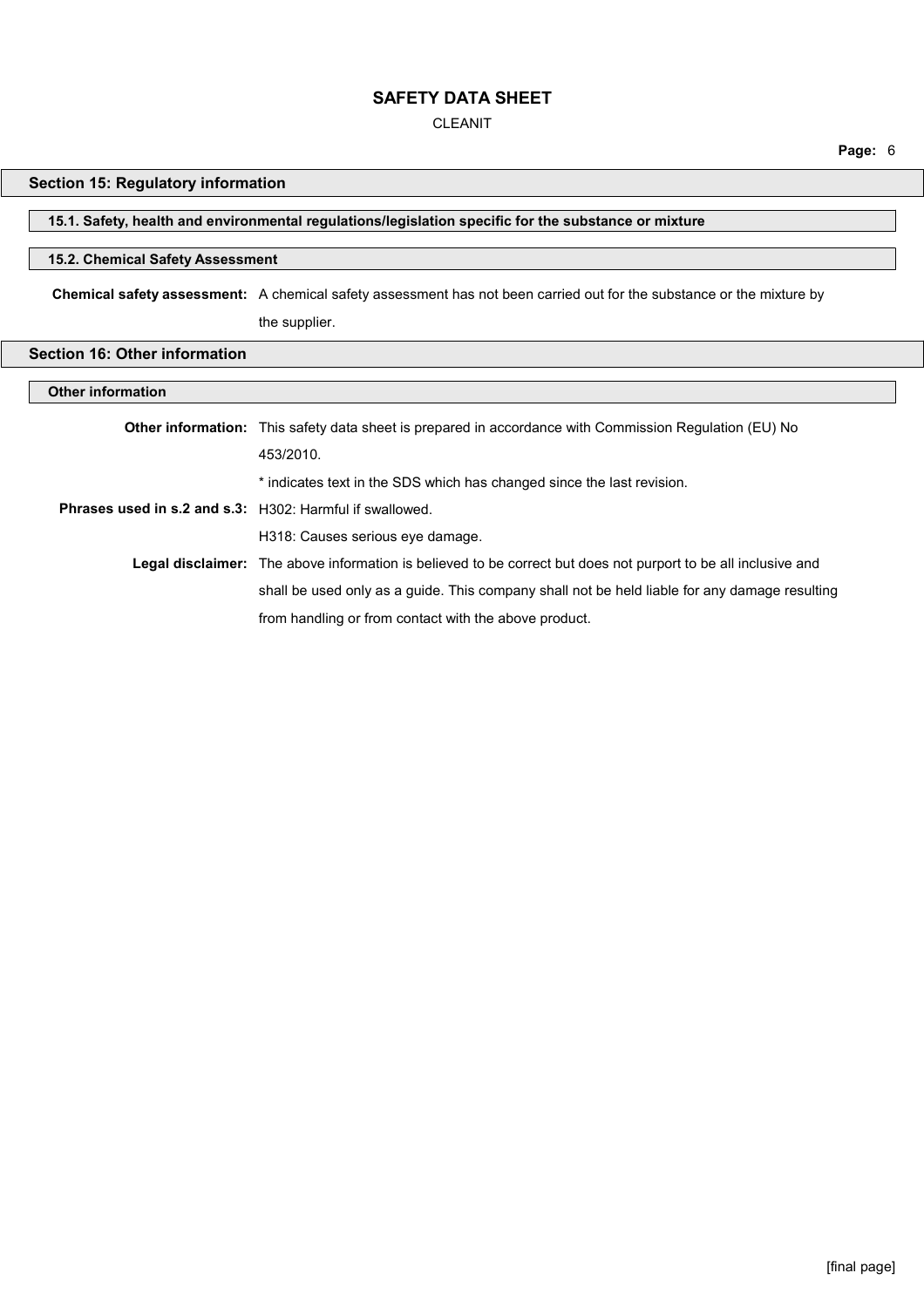## Section 15: Regulatory information

### 15.1. Safety, health and environmental regulations/legislation specific for the substance or mixture

### 15.2. Chemical Safety Assessment

**Chemical safety assessment:** A chemical safety assessment has not been carried out for the substance or the mixture by the supplier.

## Section 16: Other information

### Other information

**Other information:** This safety data sheet is prepared in accordance with Commission Regulation (EU) No 453/2010.

* indicates text in the SDS which has changed since the last revision.

**Phrases used in s.2 and s.3:** H302: Harmful if swallowed.

H318: Causes serious eye damage.

**Legal disclaimer:** The above information is believed to be correct but does not purport to be all inclusive and shall be used only as a guide. This company shall not be held liable for any damage resulting from handling or from contact with the above product.

[final page]